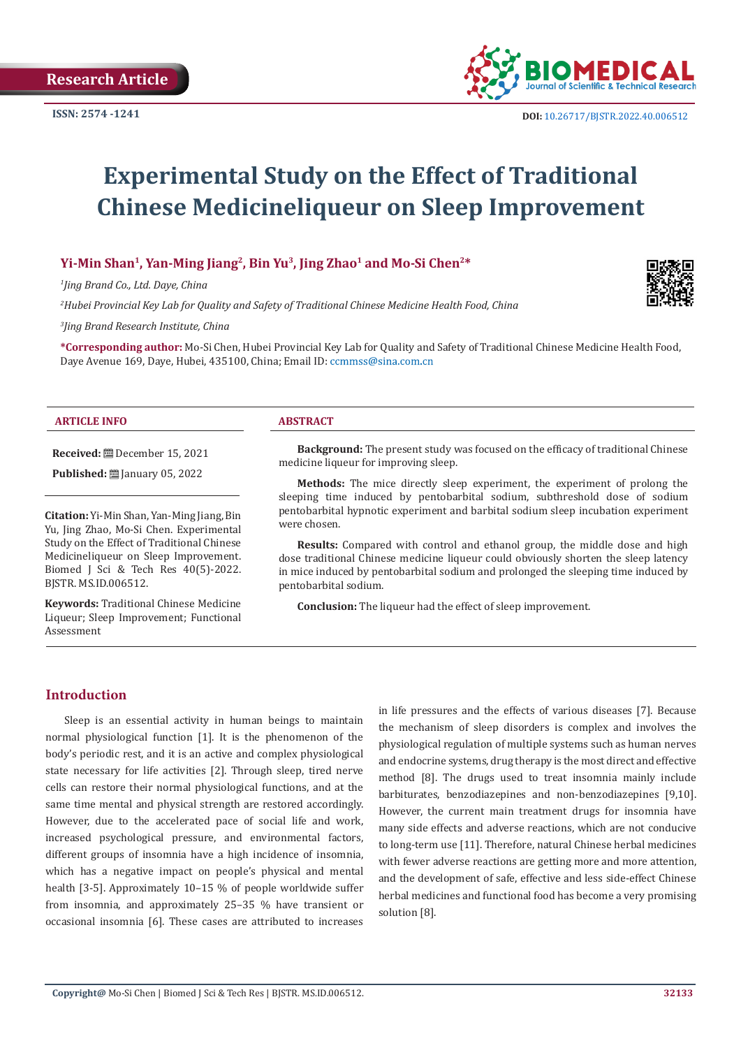Research Article

ISSN: 2574 -1241

DOI: 10.26717/BJSTR.2022.40.006512

# Experimental Study on the Effect of Traditional Chinese Medicineliqueur on Sleep Improvement

**Yi-Min Shan[1], Yan-Ming Jiang[2], Bin Yu[3], Jing Zhao[1] and Mo-Si Chen[2]\***

*[1]Jing Brand Co., Ltd. Daye, China*

*[2]Hubei Provincial Key Lab for Quality and Safety of Traditional Chinese Medicine Health Food, China*

*[3]Jing Brand Research Institute, China*

**\*Corresponding author:** Mo-Si Chen, Hubei Provincial Key Lab for Quality and Safety of Traditional Chinese Medicine Health Food, Daye Avenue 169, Daye, Hubei, 435100, China; Email ID: ccmmss@sina.com.cn

## ARTICLE INFO

**Received:** December 15, 2021

**Published:** January 05, 2022

**Citation:** Yi-Min Shan, Yan-Ming Jiang, Bin Yu, Jing Zhao, Mo-Si Chen. Experimental Study on the Effect of Traditional Chinese Medicineliqueur on Sleep Improvement. Biomed J Sci & Tech Res 40(5)-2022. BJSTR. MS.ID.006512.

**Keywords:** Traditional Chinese Medicine Liqueur; Sleep Improvement; Functional Assessment

## ABSTRACT

**Background:** The present study was focused on the efficacy of traditional Chinese medicine liqueur for improving sleep.

**Methods:** The mice directly sleep experiment, the experiment of prolong the sleeping time induced by pentobarbital sodium, subthreshold dose of sodium pentobarbital hypnotic experiment and barbital sodium sleep incubation experiment were chosen.

**Results:** Compared with control and ethanol group, the middle dose and high dose traditional Chinese medicine liqueur could obviously shorten the sleep latency in mice induced by pentobarbital sodium and prolonged the sleeping time induced by pentobarbital sodium.

**Conclusion:** The liqueur had the effect of sleep improvement.

## Introduction

Sleep is an essential activity in human beings to maintain normal physiological function [1]. It is the phenomenon of the body's periodic rest, and it is an active and complex physiological state necessary for life activities [2]. Through sleep, tired nerve cells can restore their normal physiological functions, and at the same time mental and physical strength are restored accordingly. However, due to the accelerated pace of social life and work, increased psychological pressure, and environmental factors, different groups of insomnia have a high incidence of insomnia, which has a negative impact on people's physical and mental health [3-5]. Approximately 10–15 % of people worldwide suffer from insomnia, and approximately 25–35 % have transient or occasional insomnia [6]. These cases are attributed to increases in life pressures and the effects of various diseases [7]. Because the mechanism of sleep disorders is complex and involves the physiological regulation of multiple systems such as human nerves and endocrine systems, drug therapy is the most direct and effective method [8]. The drugs used to treat insomnia mainly include barbiturates, benzodiazepines and non-benzodiazepines [9,10]. However, the current main treatment drugs for insomnia have many side effects and adverse reactions, which are not conducive to long-term use [11]. Therefore, natural Chinese herbal medicines with fewer adverse reactions are getting more and more attention, and the development of safe, effective and less side-effect Chinese herbal medicines and functional food has become a very promising solution [8].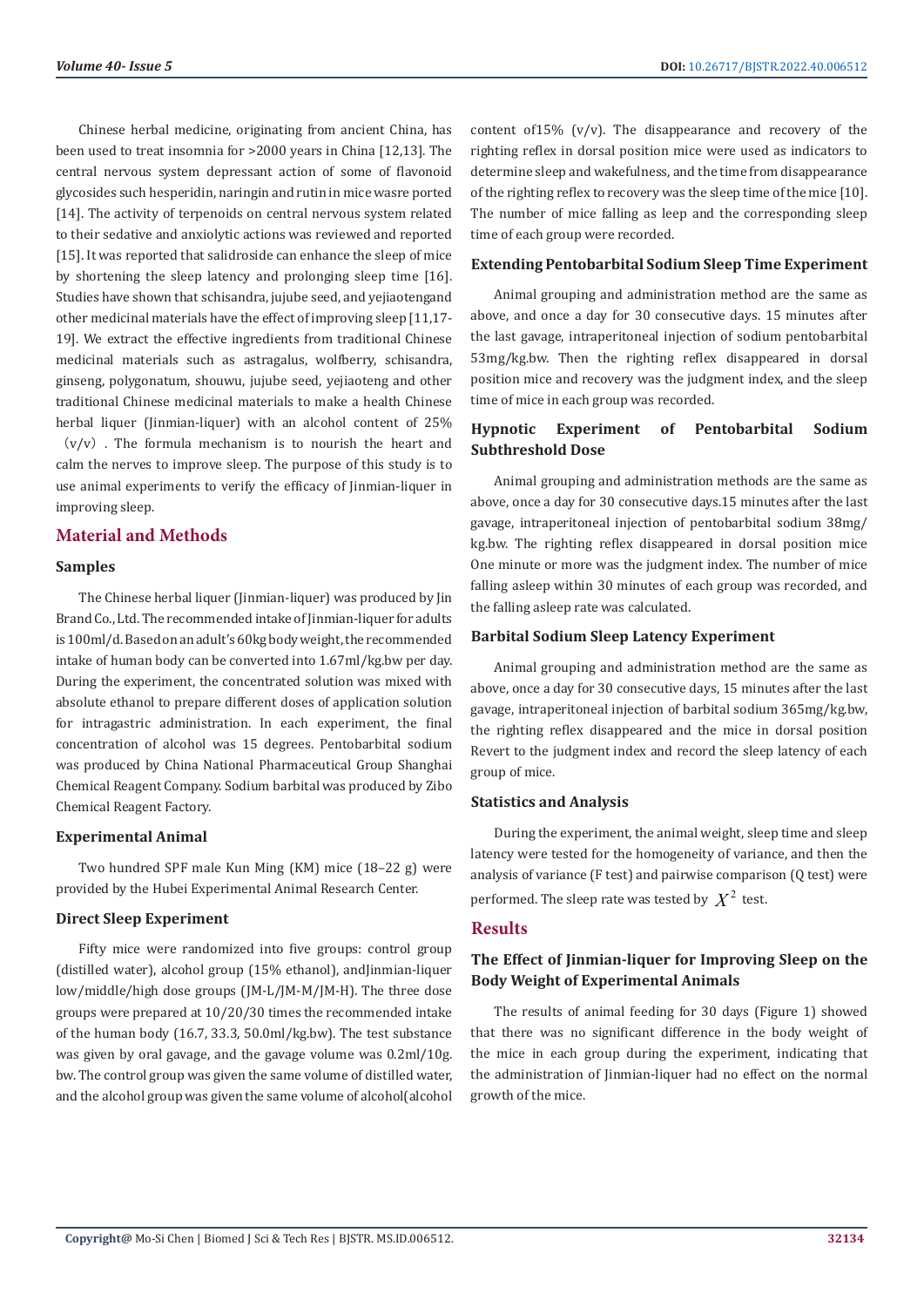Chinese herbal medicine, originating from ancient China, has been used to treat insomnia for >2000 years in China [12,13]. The central nervous system depressant action of some of flavonoid glycosides such hesperidin, naringin and rutin in mice wasre ported [14]. The activity of terpenoids on central nervous system related to their sedative and anxiolytic actions was reviewed and reported [15]. It was reported that salidroside can enhance the sleep of mice by shortening the sleep latency and prolonging sleep time [16]. Studies have shown that schisandra, jujube seed, and yejiaotengand other medicinal materials have the effect of improving sleep [11,17-19]. We extract the effective ingredients from traditional Chinese medicinal materials such as astragalus, wolfberry, schisandra, ginseng, polygonatum, shouwu, jujube seed, yejiaoteng and other traditional Chinese medicinal materials to make a health Chinese herbal liquer (Jinmian-liquer) with an alcohol content of 25%（v/v）. The formula mechanism is to nourish the heart and calm the nerves to improve sleep. The purpose of this study is to use animal experiments to verify the efficacy of Jinmian-liquer in improving sleep.

## Material and Methods

### Samples

The Chinese herbal liquer (Jinmian-liquer) was produced by Jin Brand Co., Ltd. The recommended intake of Jinmian-liquer for adults is 100ml/d. Based on an adult's 60kg body weight, the recommended intake of human body can be converted into 1.67ml/kg.bw per day. During the experiment, the concentrated solution was mixed with absolute ethanol to prepare different doses of application solution for intragastric administration. In each experiment, the final concentration of alcohol was 15 degrees. Pentobarbital sodium was produced by China National Pharmaceutical Group Shanghai Chemical Reagent Company. Sodium barbital was produced by Zibo Chemical Reagent Factory.

### Experimental Animal

Two hundred SPF male Kun Ming (KM) mice (18–22 g) were provided by the Hubei Experimental Animal Research Center.

### Direct Sleep Experiment

Fifty mice were randomized into five groups: control group (distilled water), alcohol group (15% ethanol), andJinmian-liquer low/middle/high dose groups (JM-L/JM-M/JM-H). The three dose groups were prepared at 10/20/30 times the recommended intake of the human body (16.7, 33.3, 50.0ml/kg.bw). The test substance was given by oral gavage, and the gavage volume was 0.2ml/10g. bw. The control group was given the same volume of distilled water, and the alcohol group was given the same volume of alcohol(alcohol content of15% (v/v). The disappearance and recovery of the righting reflex in dorsal position mice were used as indicators to determine sleep and wakefulness, and the time from disappearance of the righting reflex to recovery was the sleep time of the mice [10]. The number of mice falling as leep and the corresponding sleep time of each group were recorded.

### Extending Pentobarbital Sodium Sleep Time Experiment

Animal grouping and administration method are the same as above, and once a day for 30 consecutive days. 15 minutes after the last gavage, intraperitoneal injection of sodium pentobarbital 53mg/kg.bw. Then the righting reflex disappeared in dorsal position mice and recovery was the judgment index, and the sleep time of mice in each group was recorded.

### Hypnotic Experiment of Pentobarbital Sodium Subthreshold Dose

Animal grouping and administration methods are the same as above, once a day for 30 consecutive days.15 minutes after the last gavage, intraperitoneal injection of pentobarbital sodium 38mg/kg.bw. The righting reflex disappeared in dorsal position mice One minute or more was the judgment index. The number of mice falling asleep within 30 minutes of each group was recorded, and the falling asleep rate was calculated.

### Barbital Sodium Sleep Latency Experiment

Animal grouping and administration method are the same as above, once a day for 30 consecutive days, 15 minutes after the last gavage, intraperitoneal injection of barbital sodium 365mg/kg.bw, the righting reflex disappeared and the mice in dorsal position Revert to the judgment index and record the sleep latency of each group of mice.

### Statistics and Analysis

During the experiment, the animal weight, sleep time and sleep latency were tested for the homogeneity of variance, and then the analysis of variance (F test) and pairwise comparison (Q test) were performed. The sleep rate was tested by $X^2$ test.

## Results

### The Effect of Jinmian-liquer for Improving Sleep on the Body Weight of Experimental Animals

The results of animal feeding for 30 days (Figure 1) showed that there was no significant difference in the body weight of the mice in each group during the experiment, indicating that the administration of Jinmian-liquer had no effect on the normal growth of the mice.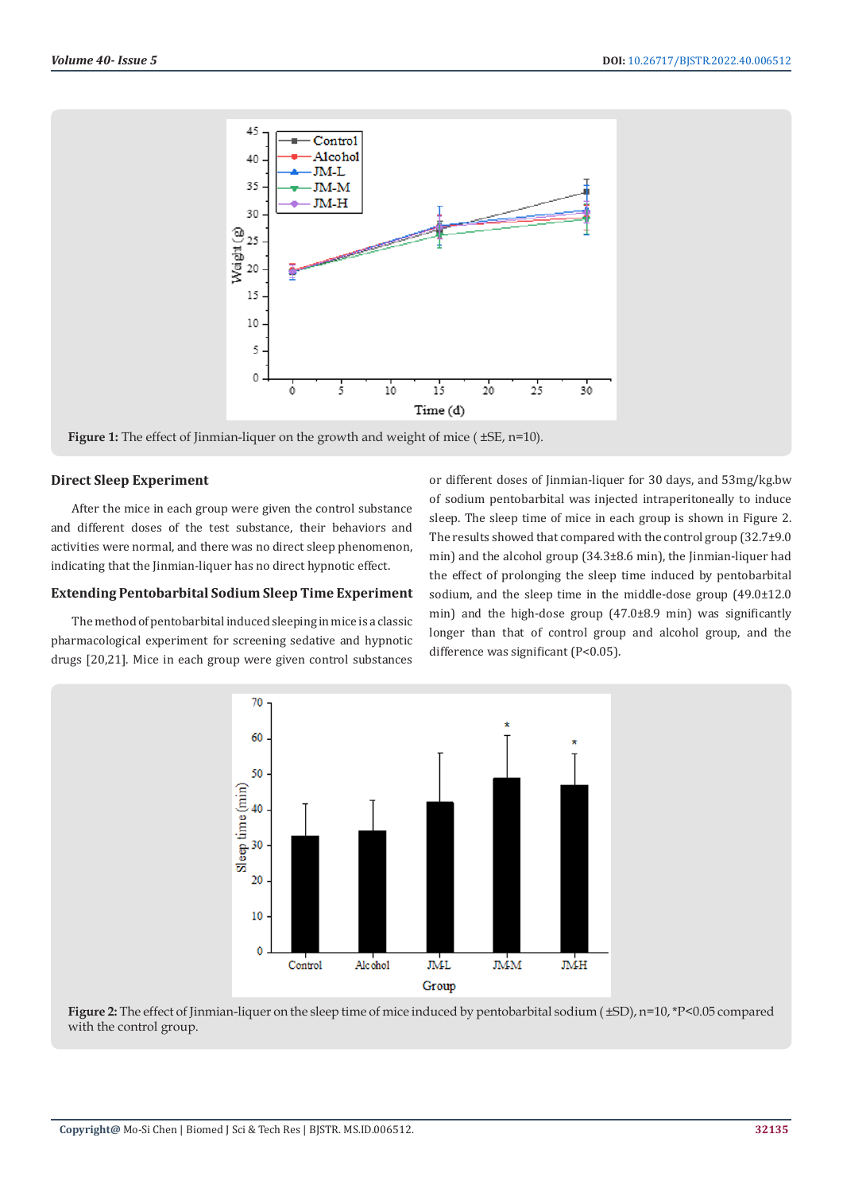Figure 1: The effect of Jinmian-liquer on the growth and weight of mice ( ±SE, n=10).

### Direct Sleep Experiment

After the mice in each group were given the control substance and different doses of the test substance, their behaviors and activities were normal, and there was no direct sleep phenomenon, indicating that the Jinmian-liquer has no direct hypnotic effect.

### Extending Pentobarbital Sodium Sleep Time Experiment

The method of pentobarbital induced sleeping in mice is a classic pharmacological experiment for screening sedative and hypnotic drugs [20,21]. Mice in each group were given control substances or different doses of Jinmian-liquer for 30 days, and 53mg/kg.bw of sodium pentobarbital was injected intraperitoneally to induce sleep. The sleep time of mice in each group is shown in Figure 2. The results showed that compared with the control group (32.7±9.0 min) and the alcohol group (34.3±8.6 min), the Jinmian-liquer had the effect of prolonging the sleep time induced by pentobarbital sodium, and the sleep time in the middle-dose group (49.0±12.0 min) and the high-dose group (47.0±8.9 min) was significantly longer than that of control group and alcohol group, and the difference was significant ($P<0.05$).

Figure 2: The effect of Jinmian-liquer on the sleep time of mice induced by pentobarbital sodium ( ±SD), n=10, *$P<0.05$ compared with the control group.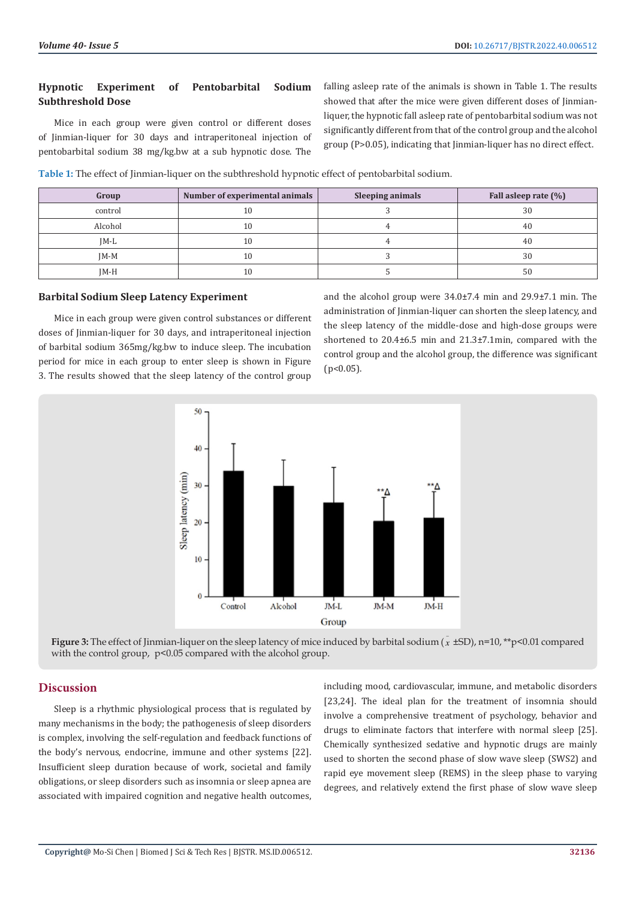### Hypnotic Experiment of Pentobarbital Sodium Subthreshold Dose

Mice in each group were given control or different doses of Jinmian-liquer for 30 days and intraperitoneal injection of pentobarbital sodium 38 mg/kg.bw at a sub hypnotic dose. The falling asleep rate of the animals is shown in Table 1. The results showed that after the mice were given different doses of Jinmian-liquer, the hypnotic fall asleep rate of pentobarbital sodium was not significantly different from that of the control group and the alcohol group (P>0.05), indicating that Jinmian-liquer has no direct effect.

**Table 1:** The effect of Jinmian-liquer on the subthreshold hypnotic effect of pentobarbital sodium.

| Group | Number of experimental animals | Sleeping animals | Fall asleep rate (%) |
|---|---|---|---|
| control | 10 | 3 | 30 |
| Alcohol | 10 | 4 | 40 |
| JM-L | 10 | 4 | 40 |
| JM-M | 10 | 3 | 30 |
| JM-H | 10 | 5 | 50 |

### Barbital Sodium Sleep Latency Experiment

Mice in each group were given control substances or different doses of Jinmian-liquer for 30 days, and intraperitoneal injection of barbital sodium 365mg/kg.bw to induce sleep. The incubation period for mice in each group to enter sleep is shown in Figure 3. The results showed that the sleep latency of the control group and the alcohol group were 34.0±7.4 min and 29.9±7.1 min. The administration of Jinmian-liquer can shorten the sleep latency, and the sleep latency of the middle-dose and high-dose groups were shortened to 20.4±6.5 min and 21.3±7.1min, compared with the control group and the alcohol group, the difference was significant (p<0.05).

**Figure 3:** The effect of Jinmian-liquer on the sleep latency of mice induced by barbital sodium ($\bar{x}$ ±SD), n=10, **p<0.01 compared with the control group, p<0.05 compared with the alcohol group.

## Discussion

Sleep is a rhythmic physiological process that is regulated by many mechanisms in the body; the pathogenesis of sleep disorders is complex, involving the self-regulation and feedback functions of the body's nervous, endocrine, immune and other systems [22]. Insufficient sleep duration because of work, societal and family obligations, or sleep disorders such as insomnia or sleep apnea are associated with impaired cognition and negative health outcomes, including mood, cardiovascular, immune, and metabolic disorders [23,24]. The ideal plan for the treatment of insomnia should involve a comprehensive treatment of psychology, behavior and drugs to eliminate factors that interfere with normal sleep [25]. Chemically synthesized sedative and hypnotic drugs are mainly used to shorten the second phase of slow wave sleep (SWS2) and rapid eye movement sleep (REMS) in the sleep phase to varying degrees, and relatively extend the first phase of slow wave sleep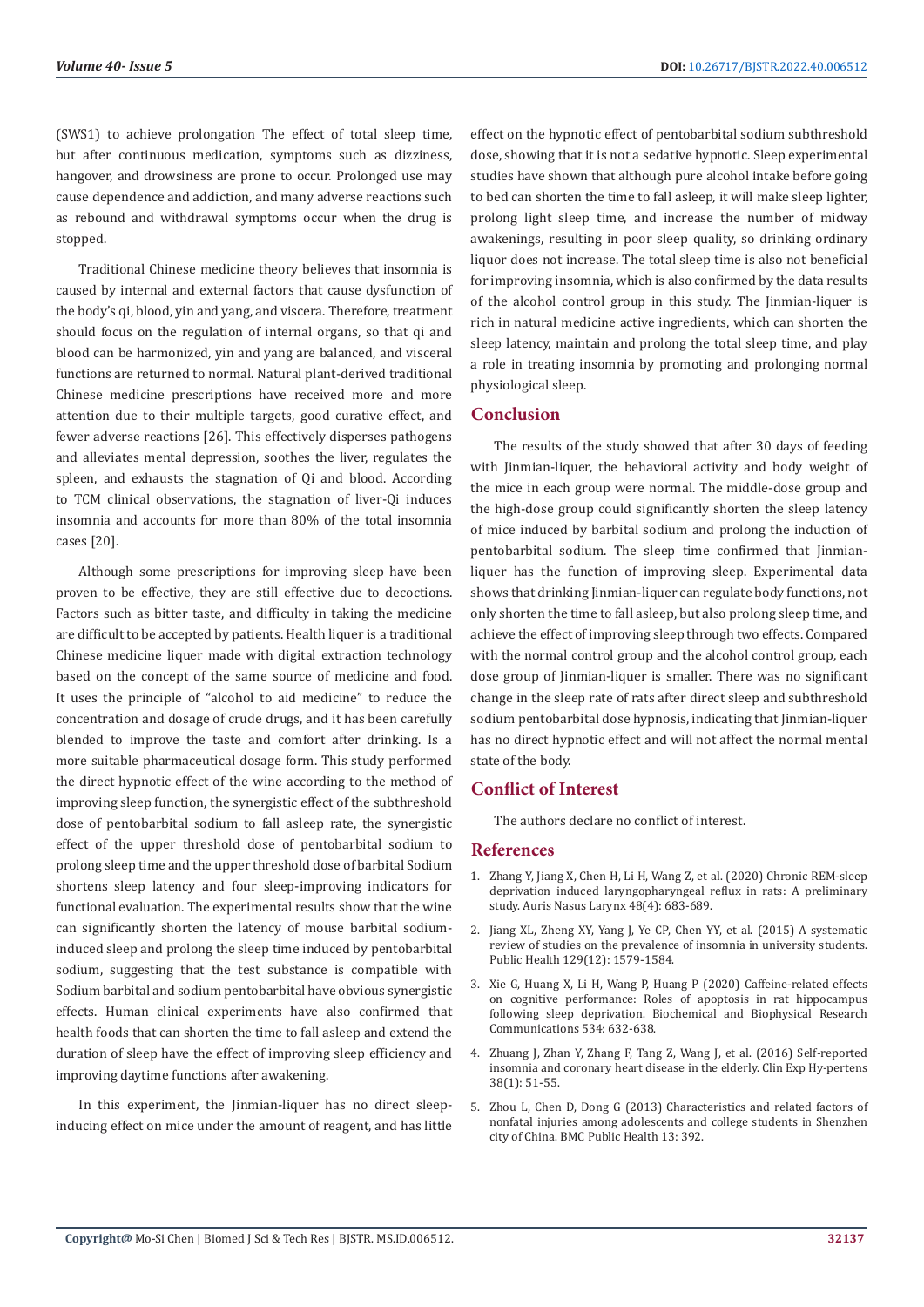(SWS1) to achieve prolongation The effect of total sleep time, but after continuous medication, symptoms such as dizziness, hangover, and drowsiness are prone to occur. Prolonged use may cause dependence and addiction, and many adverse reactions such as rebound and withdrawal symptoms occur when the drug is stopped.

Traditional Chinese medicine theory believes that insomnia is caused by internal and external factors that cause dysfunction of the body's qi, blood, yin and yang, and viscera. Therefore, treatment should focus on the regulation of internal organs, so that qi and blood can be harmonized, yin and yang are balanced, and visceral functions are returned to normal. Natural plant-derived traditional Chinese medicine prescriptions have received more and more attention due to their multiple targets, good curative effect, and fewer adverse reactions [26]. This effectively disperses pathogens and alleviates mental depression, soothes the liver, regulates the spleen, and exhausts the stagnation of Qi and blood. According to TCM clinical observations, the stagnation of liver-Qi induces insomnia and accounts for more than 80% of the total insomnia cases [20].

Although some prescriptions for improving sleep have been proven to be effective, they are still effective due to decoctions. Factors such as bitter taste, and difficulty in taking the medicine are difficult to be accepted by patients. Health liquer is a traditional Chinese medicine liquer made with digital extraction technology based on the concept of the same source of medicine and food. It uses the principle of "alcohol to aid medicine" to reduce the concentration and dosage of crude drugs, and it has been carefully blended to improve the taste and comfort after drinking. Is a more suitable pharmaceutical dosage form. This study performed the direct hypnotic effect of the wine according to the method of improving sleep function, the synergistic effect of the subthreshold dose of pentobarbital sodium to fall asleep rate, the synergistic effect of the upper threshold dose of pentobarbital sodium to prolong sleep time and the upper threshold dose of barbital Sodium shortens sleep latency and four sleep-improving indicators for functional evaluation. The experimental results show that the wine can significantly shorten the latency of mouse barbital sodium-induced sleep and prolong the sleep time induced by pentobarbital sodium, suggesting that the test substance is compatible with Sodium barbital and sodium pentobarbital have obvious synergistic effects. Human clinical experiments have also confirmed that health foods that can shorten the time to fall asleep and extend the duration of sleep have the effect of improving sleep efficiency and improving daytime functions after awakening.

In this experiment, the Jinmian-liquer has no direct sleep-inducing effect on mice under the amount of reagent, and has little effect on the hypnotic effect of pentobarbital sodium subthreshold dose, showing that it is not a sedative hypnotic. Sleep experimental studies have shown that although pure alcohol intake before going to bed can shorten the time to fall asleep, it will make sleep lighter, prolong light sleep time, and increase the number of midway awakenings, resulting in poor sleep quality, so drinking ordinary liquor does not increase. The total sleep time is also not beneficial for improving insomnia, which is also confirmed by the data results of the alcohol control group in this study. The Jinmian-liquer is rich in natural medicine active ingredients, which can shorten the sleep latency, maintain and prolong the total sleep time, and play a role in treating insomnia by promoting and prolonging normal physiological sleep.

## Conclusion

The results of the study showed that after 30 days of feeding with Jinmian-liquer, the behavioral activity and body weight of the mice in each group were normal. The middle-dose group and the high-dose group could significantly shorten the sleep latency of mice induced by barbital sodium and prolong the induction of pentobarbital sodium. The sleep time confirmed that Jinmian-liquer has the function of improving sleep. Experimental data shows that drinking Jinmian-liquer can regulate body functions, not only shorten the time to fall asleep, but also prolong sleep time, and achieve the effect of improving sleep through two effects. Compared with the normal control group and the alcohol control group, each dose group of Jinmian-liquer is smaller. There was no significant change in the sleep rate of rats after direct sleep and subthreshold sodium pentobarbital dose hypnosis, indicating that Jinmian-liquer has no direct hypnotic effect and will not affect the normal mental state of the body.

## Conflict of Interest

The authors declare no conflict of interest.

## References

1. Zhang Y, Jiang X, Chen H, Li H, Wang Z, et al. (2020) Chronic REM-sleep deprivation induced laryngopharyngeal reflux in rats: A preliminary study. Auris Nasus Larynx 48(4): 683-689.
2. Jiang XL, Zheng XY, Yang J, Ye CP, Chen YY, et al. (2015) A systematic review of studies on the prevalence of insomnia in university students. Public Health 129(12): 1579-1584.
3. Xie G, Huang X, Li H, Wang P, Huang P (2020) Caffeine-related effects on cognitive performance: Roles of apoptosis in rat hippocampus following sleep deprivation. Biochemical and Biophysical Research Communications 534: 632-638.
4. Zhuang J, Zhan Y, Zhang F, Tang Z, Wang J, et al. (2016) Self-reported insomnia and coronary heart disease in the elderly. Clin Exp Hy-pertens 38(1): 51-55.
5. Zhou L, Chen D, Dong G (2013) Characteristics and related factors of nonfatal injuries among adolescents and college students in Shenzhen city of China. BMC Public Health 13: 392.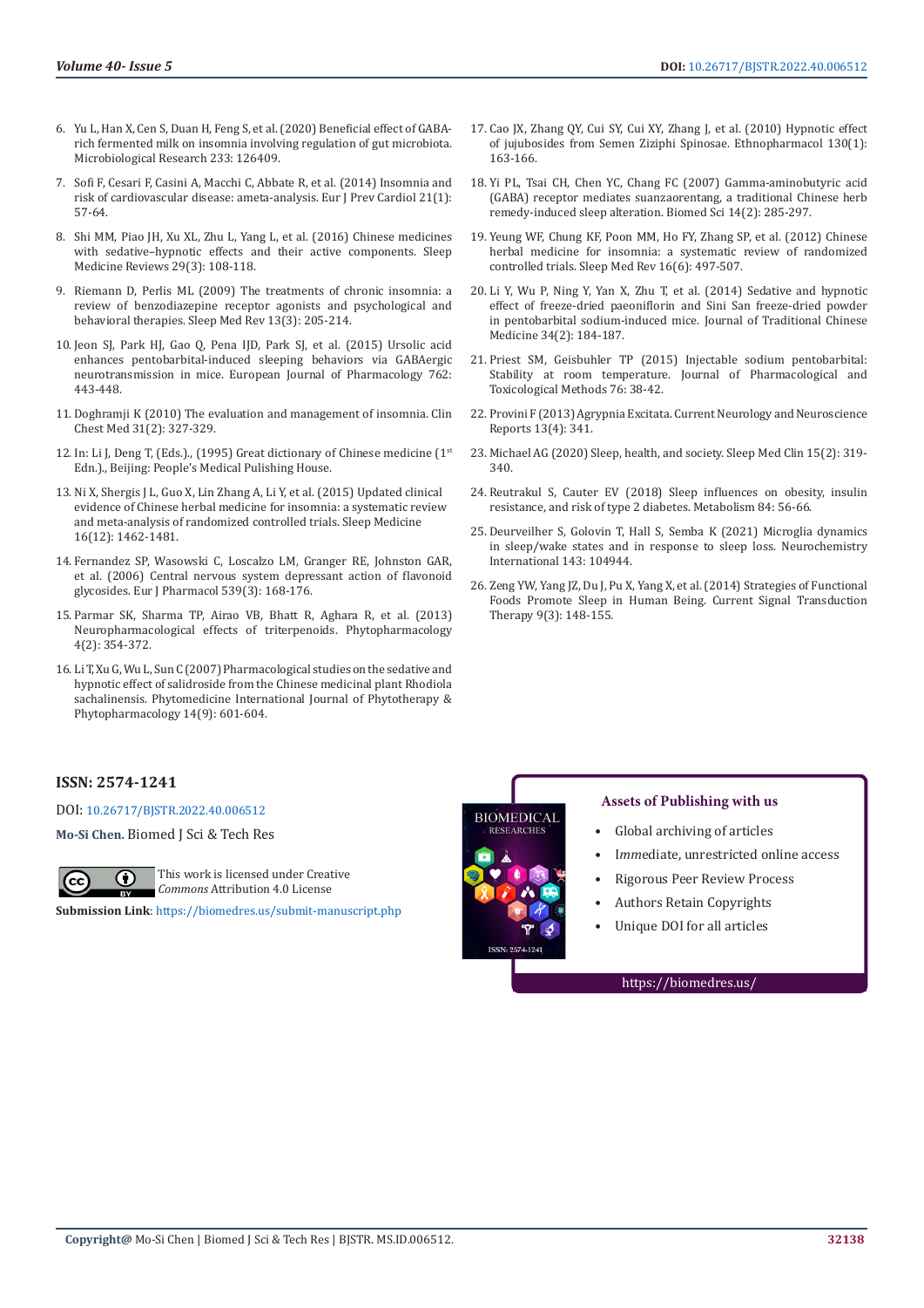6. Yu L, Han X, Cen S, Duan H, Feng S, et al. (2020) Beneficial effect of GABA-rich fermented milk on insomnia involving regulation of gut microbiota. Microbiological Research 233: 126409.

7. Sofi F, Cesari F, Casini A, Macchi C, Abbate R, et al. (2014) Insomnia and risk of cardiovascular disease: ameta-analysis. Eur J Prev Cardiol 21(1): 57-64.

8. Shi MM, Piao JH, Xu XL, Zhu L, Yang L, et al. (2016) Chinese medicines with sedative–hypnotic effects and their active components. Sleep Medicine Reviews 29(3): 108-118.

9. Riemann D, Perlis ML (2009) The treatments of chronic insomnia: a review of benzodiazepine receptor agonists and psychological and behavioral therapies. Sleep Med Rev 13(3): 205-214.

10. Jeon SJ, Park HJ, Gao Q, Pena IJD, Park SJ, et al. (2015) Ursolic acid enhances pentobarbital-induced sleeping behaviors via GABAergic neurotransmission in mice. European Journal of Pharmacology 762: 443-448.

11. Doghramji K (2010) The evaluation and management of insomnia. Clin Chest Med 31(2): 327-329.

12. In: Li J, Deng T, (Eds.)., (1995) Great dictionary of Chinese medicine (1st Edn.)., Beijing: People's Medical Pulishing House.

13. Ni X, Shergis J L, Guo X, Lin Zhang A, Li Y, et al. (2015) Updated clinical evidence of Chinese herbal medicine for insomnia: a systematic review and meta-analysis of randomized controlled trials. Sleep Medicine 16(12): 1462-1481.

14. Fernandez SP, Wasowski C, Loscalzo LM, Granger RE, Johnston GAR, et al. (2006) Central nervous system depressant action of flavonoid glycosides. Eur J Pharmacol 539(3): 168-176.

15. Parmar SK, Sharma TP, Airao VB, Bhatt R, Aghara R, et al. (2013) Neuropharmacological effects of triterpenoids. Phytopharmacology 4(2): 354-372.

16. Li T, Xu G, Wu L, Sun C (2007) Pharmacological studies on the sedative and hypnotic effect of salidroside from the Chinese medicinal plant Rhodiola sachalinensis. Phytomedicine International Journal of Phytotherapy & Phytopharmacology 14(9): 601-604.

17. Cao JX, Zhang QY, Cui SY, Cui XY, Zhang J, et al. (2010) Hypnotic effect of jujubosides from Semen Ziziphi Spinosae. Ethnopharmacol 130(1): 163-166.

18. Yi PL, Tsai CH, Chen YC, Chang FC (2007) Gamma-aminobutyric acid (GABA) receptor mediates suanzaorentang, a traditional Chinese herb remedy-induced sleep alteration. Biomed Sci 14(2): 285-297.

19. Yeung WF, Chung KF, Poon MM, Ho FY, Zhang SP, et al. (2012) Chinese herbal medicine for insomnia: a systematic review of randomized controlled trials. Sleep Med Rev 16(6): 497-507.

20. Li Y, Wu P, Ning Y, Yan X, Zhu T, et al. (2014) Sedative and hypnotic effect of freeze-dried paeoniflorin and Sini San freeze-dried powder in pentobarbital sodium-induced mice. Journal of Traditional Chinese Medicine 34(2): 184-187.

21. Priest SM, Geisbuhler TP (2015) Injectable sodium pentobarbital: Stability at room temperature. Journal of Pharmacological and Toxicological Methods 76: 38-42.

22. Provini F (2013) Agrypnia Excitata. Current Neurology and Neuroscience Reports 13(4): 341.

23. Michael AG (2020) Sleep, health, and society. Sleep Med Clin 15(2): 319-340.

24. Reutrakul S, Cauter EV (2018) Sleep influences on obesity, insulin resistance, and risk of type 2 diabetes. Metabolism 84: 56-66.

25. Deurveilher S, Golovin T, Hall S, Semba K (2021) Microglia dynamics in sleep/wake states and in response to sleep loss. Neurochemistry International 143: 104944.

26. Zeng YW, Yang JZ, Du J, Pu X, Yang X, et al. (2014) Strategies of Functional Foods Promote Sleep in Human Being. Current Signal Transduction Therapy 9(3): 148-155.

**ISSN: 2574-1241**

DOI: 10.26717/BJSTR.2022.40.006512

**Mo-Si Chen.** Biomed J Sci & Tech Res

This work is licensed under Creative *Commons* Attribution 4.0 License

**Submission Link**: https://biomedres.us/submit-manuscript.php

**Assets of Publishing with us**

- Global archiving of articles
- Immediate, unrestricted online access
- Rigorous Peer Review Process
- Authors Retain Copyrights
- Unique DOI for all articles

https://biomedres.us/